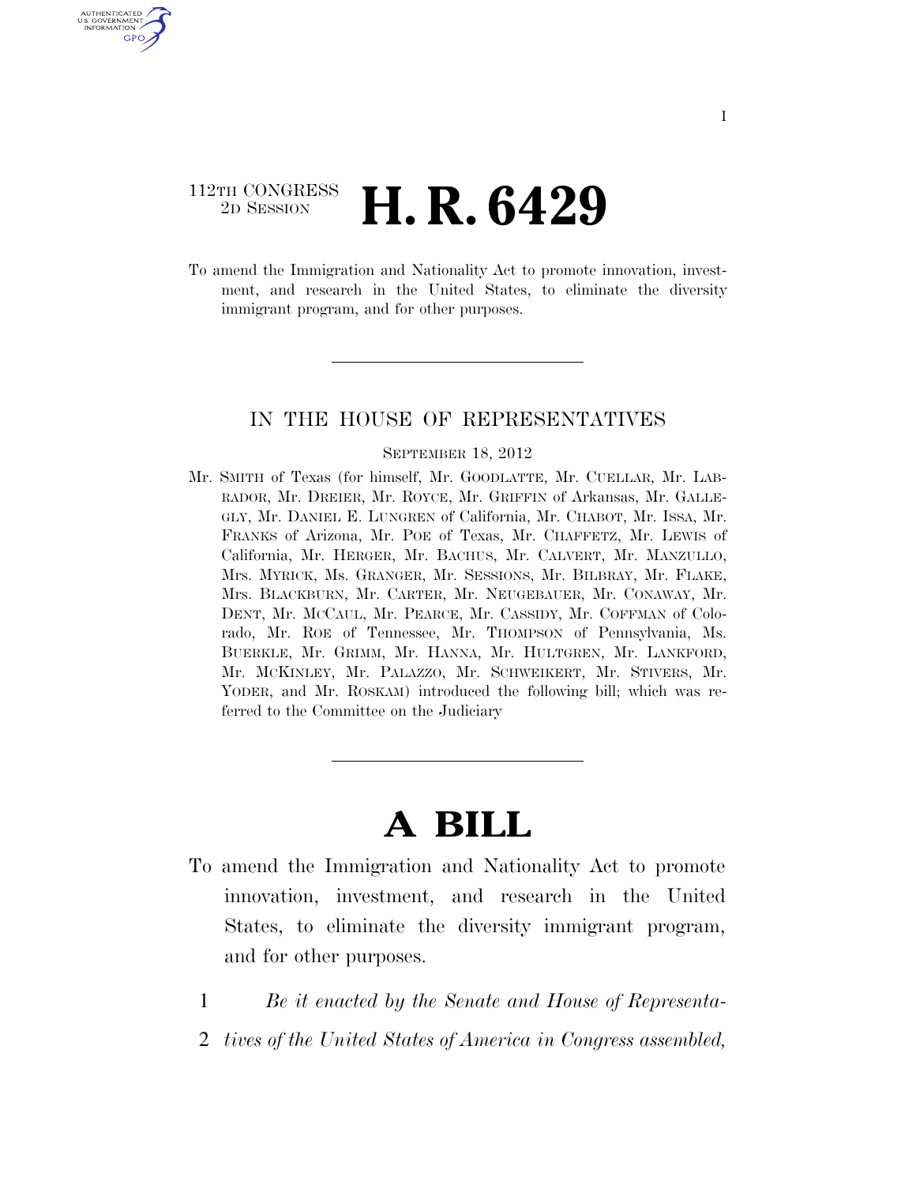112TH CONGRESS
2D SESSION

# H. R. 6429

To amend the Immigration and Nationality Act to promote innovation, investment, and research in the United States, to eliminate the diversity immigrant program, and for other purposes.

---

## IN THE HOUSE OF REPRESENTATIVES

SEPTEMBER 18, 2012

Mr. SMITH of Texas (for himself, Mr. GOODLATTE, Mr. CUELLAR, Mr. LABRADOR, Mr. DREIER, Mr. ROYCE, Mr. GRIFFIN of Arkansas, Mr. GALLEGLY, Mr. DANIEL E. LUNGREN of California, Mr. CHABOT, Mr. ISSA, Mr. FRANKS of Arizona, Mr. POE of Texas, Mr. CHAFFETZ, Mr. LEWIS of California, Mr. HERGER, Mr. BACHUS, Mr. CALVERT, Mr. MANZULLO, Mrs. MYRICK, Ms. GRANGER, Mr. SESSIONS, Mr. BILBRAY, Mr. FLAKE, Mrs. BLACKBURN, Mr. CARTER, Mr. NEUGEBAUER, Mr. CONAWAY, Mr. DENT, Mr. MCCAUL, Mr. PEARCE, Mr. CASSIDY, Mr. COFFMAN of Colorado, Mr. ROE of Tennessee, Mr. THOMPSON of Pennsylvania, Ms. BUERKLE, Mr. GRIMM, Mr. HANNA, Mr. HULTGREN, Mr. LANKFORD, Mr. MCKINLEY, Mr. PALAZZO, Mr. SCHWEIKERT, Mr. STIVERS, Mr. YODER, and Mr. ROSKAM) introduced the following bill; which was referred to the Committee on the Judiciary

---

# A BILL

To amend the Immigration and Nationality Act to promote innovation, investment, and research in the United States, to eliminate the diversity immigrant program, and for other purposes.

1 *Be it enacted by the Senate and House of Representa-*
2 *tives of the United States of America in Congress assembled,*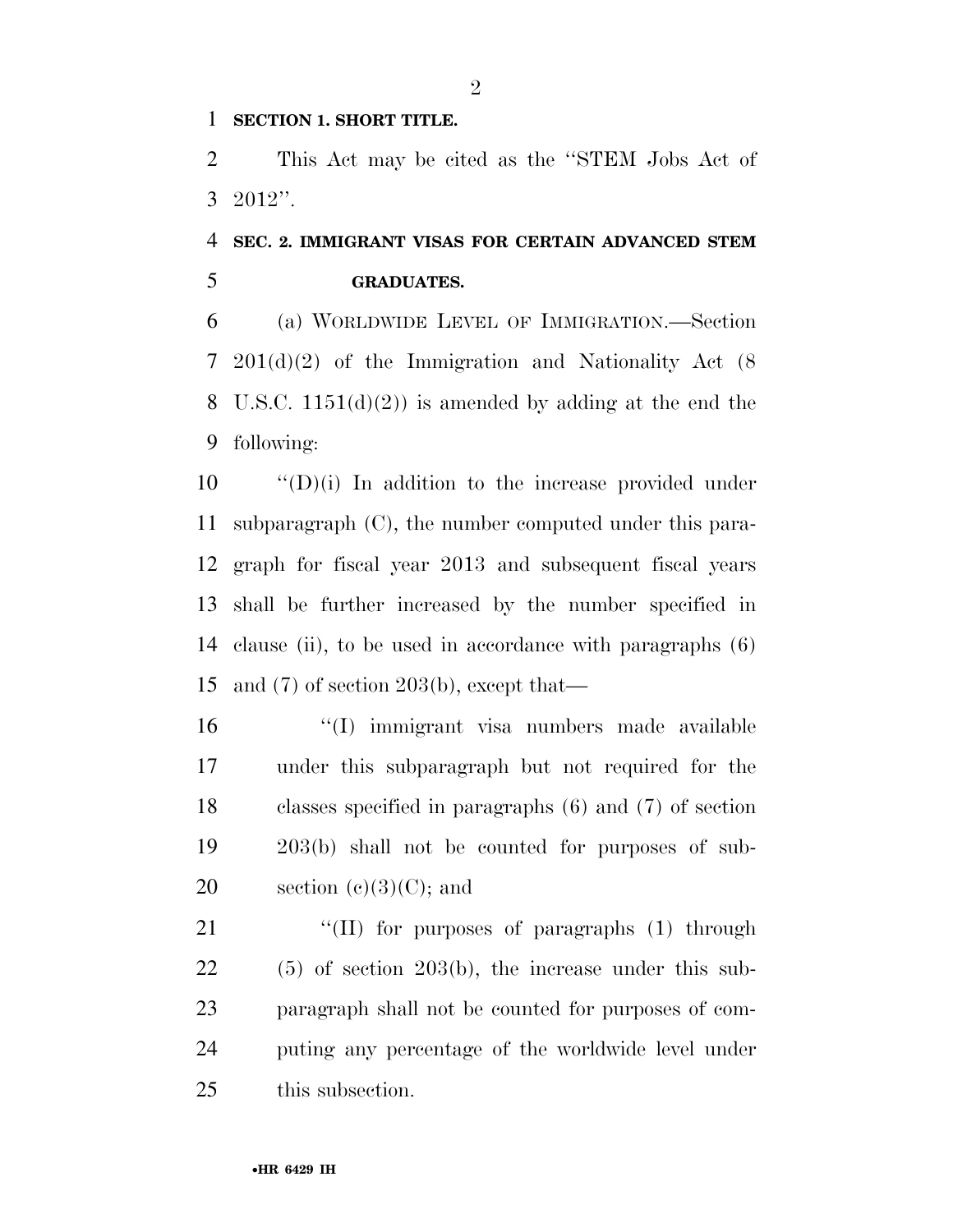**SECTION 1. SHORT TITLE.**

This Act may be cited as the ''STEM Jobs Act of 2012''.

**SEC. 2. IMMIGRANT VISAS FOR CERTAIN ADVANCED STEM GRADUATES.**

(a) WORLDWIDE LEVEL OF IMMIGRATION.—Section 201(d)(2) of the Immigration and Nationality Act (8 U.S.C. 1151(d)(2)) is amended by adding at the end the following:

''(D)(i) In addition to the increase provided under subparagraph (C), the number computed under this paragraph for fiscal year 2013 and subsequent fiscal years shall be further increased by the number specified in clause (ii), to be used in accordance with paragraphs (6) and (7) of section 203(b), except that—

''(I) immigrant visa numbers made available under this subparagraph but not required for the classes specified in paragraphs (6) and (7) of section 203(b) shall not be counted for purposes of subsection (c)(3)(C); and

''(II) for purposes of paragraphs (1) through (5) of section 203(b), the increase under this subparagraph shall not be counted for purposes of computing any percentage of the worldwide level under this subsection.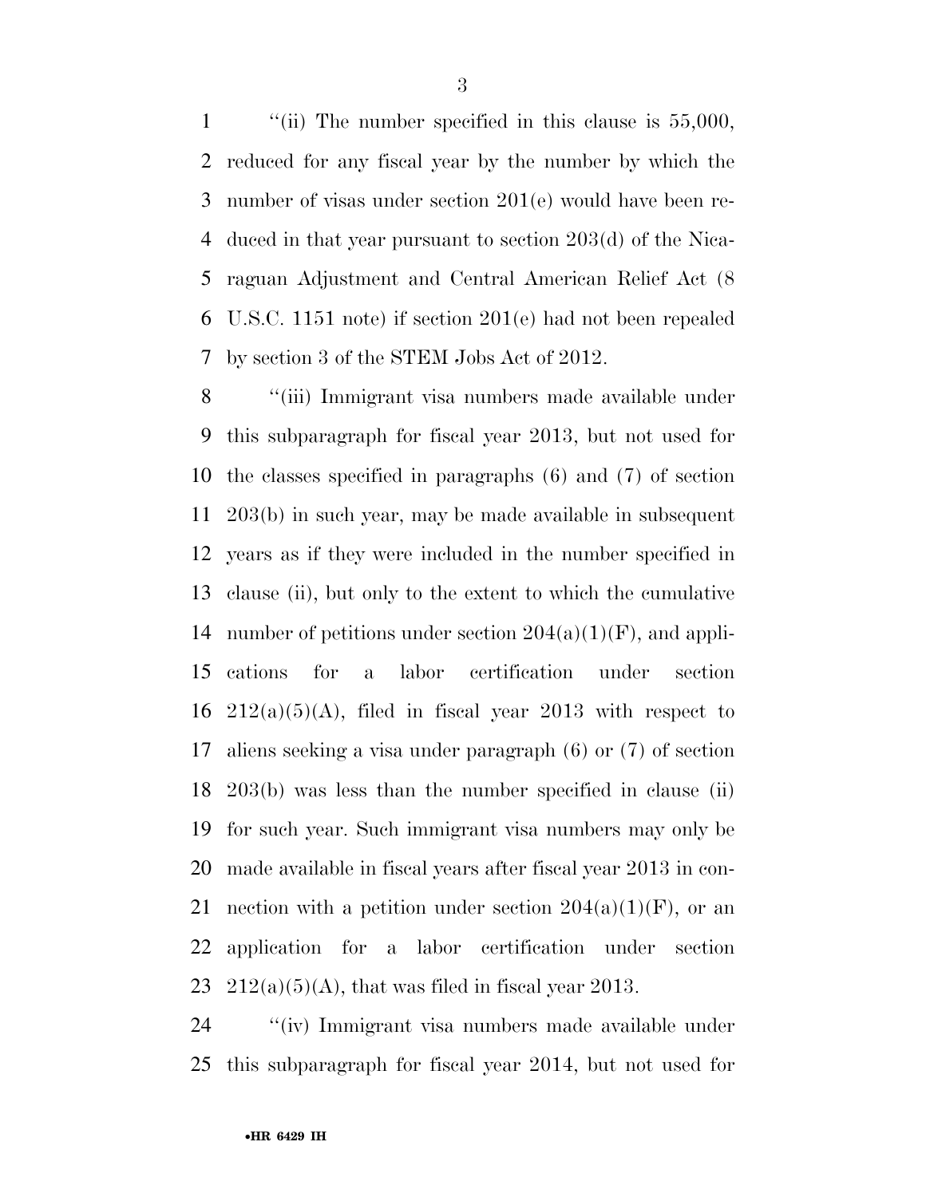''(ii) The number specified in this clause is 55,000, reduced for any fiscal year by the number by which the number of visas under section 201(e) would have been reduced in that year pursuant to section 203(d) of the Nicaraguan Adjustment and Central American Relief Act (8 U.S.C. 1151 note) if section 201(e) had not been repealed by section 3 of the STEM Jobs Act of 2012.

''(iii) Immigrant visa numbers made available under this subparagraph for fiscal year 2013, but not used for the classes specified in paragraphs (6) and (7) of section 203(b) in such year, may be made available in subsequent years as if they were included in the number specified in clause (ii), but only to the extent to which the cumulative number of petitions under section 204(a)(1)(F), and applications for a labor certification under section 212(a)(5)(A), filed in fiscal year 2013 with respect to aliens seeking a visa under paragraph (6) or (7) of section 203(b) was less than the number specified in clause (ii) for such year. Such immigrant visa numbers may only be made available in fiscal years after fiscal year 2013 in connection with a petition under section 204(a)(1)(F), or an application for a labor certification under section 212(a)(5)(A), that was filed in fiscal year 2013.

''(iv) Immigrant visa numbers made available under this subparagraph for fiscal year 2014, but not used for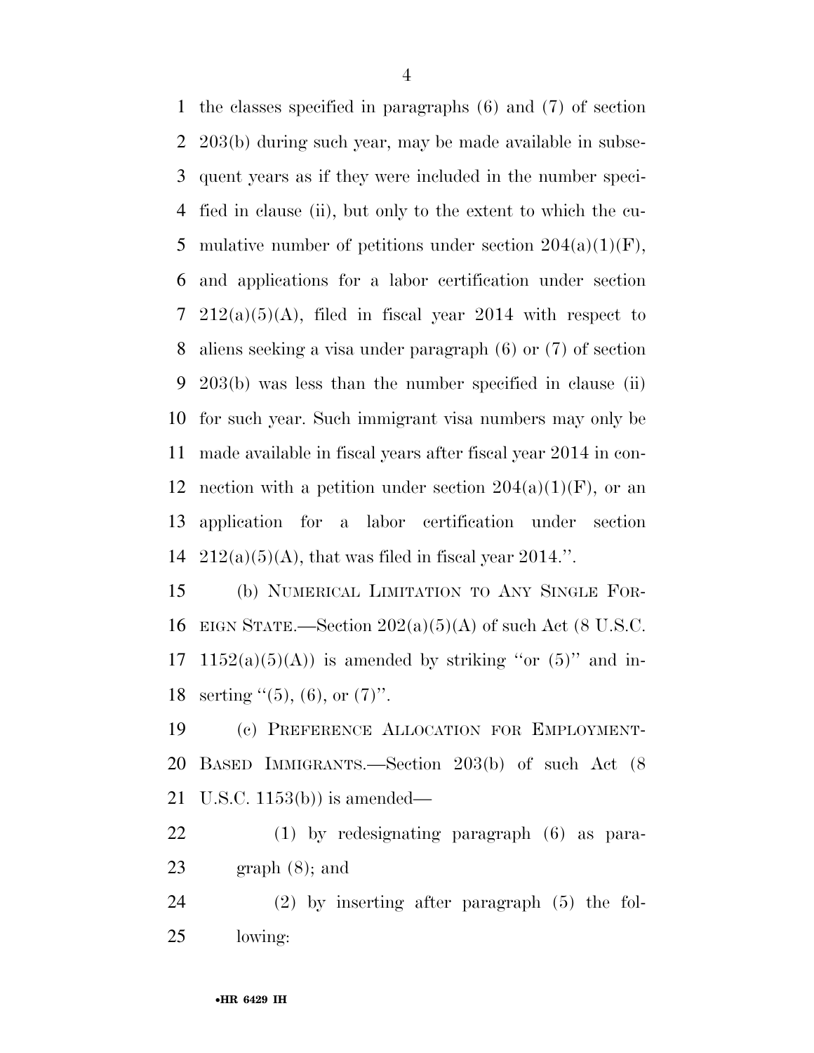the classes specified in paragraphs (6) and (7) of section 203(b) during such year, may be made available in subsequent years as if they were included in the number specified in clause (ii), but only to the extent to which the cumulative number of petitions under section 204(a)(1)(F), and applications for a labor certification under section 212(a)(5)(A), filed in fiscal year 2014 with respect to aliens seeking a visa under paragraph (6) or (7) of section 203(b) was less than the number specified in clause (ii) for such year. Such immigrant visa numbers may only be made available in fiscal years after fiscal year 2014 in connection with a petition under section 204(a)(1)(F), or an application for a labor certification under section 212(a)(5)(A), that was filed in fiscal year 2014.''.

(b) NUMERICAL LIMITATION TO ANY SINGLE FOREIGN STATE.—Section 202(a)(5)(A) of such Act (8 U.S.C. 1152(a)(5)(A)) is amended by striking ''or (5)'' and inserting ''(5), (6), or (7)''.

(c) PREFERENCE ALLOCATION FOR EMPLOYMENT-BASED IMMIGRANTS.—Section 203(b) of such Act (8 U.S.C. 1153(b)) is amended—

(1) by redesignating paragraph (6) as paragraph (8); and

(2) by inserting after paragraph (5) the following: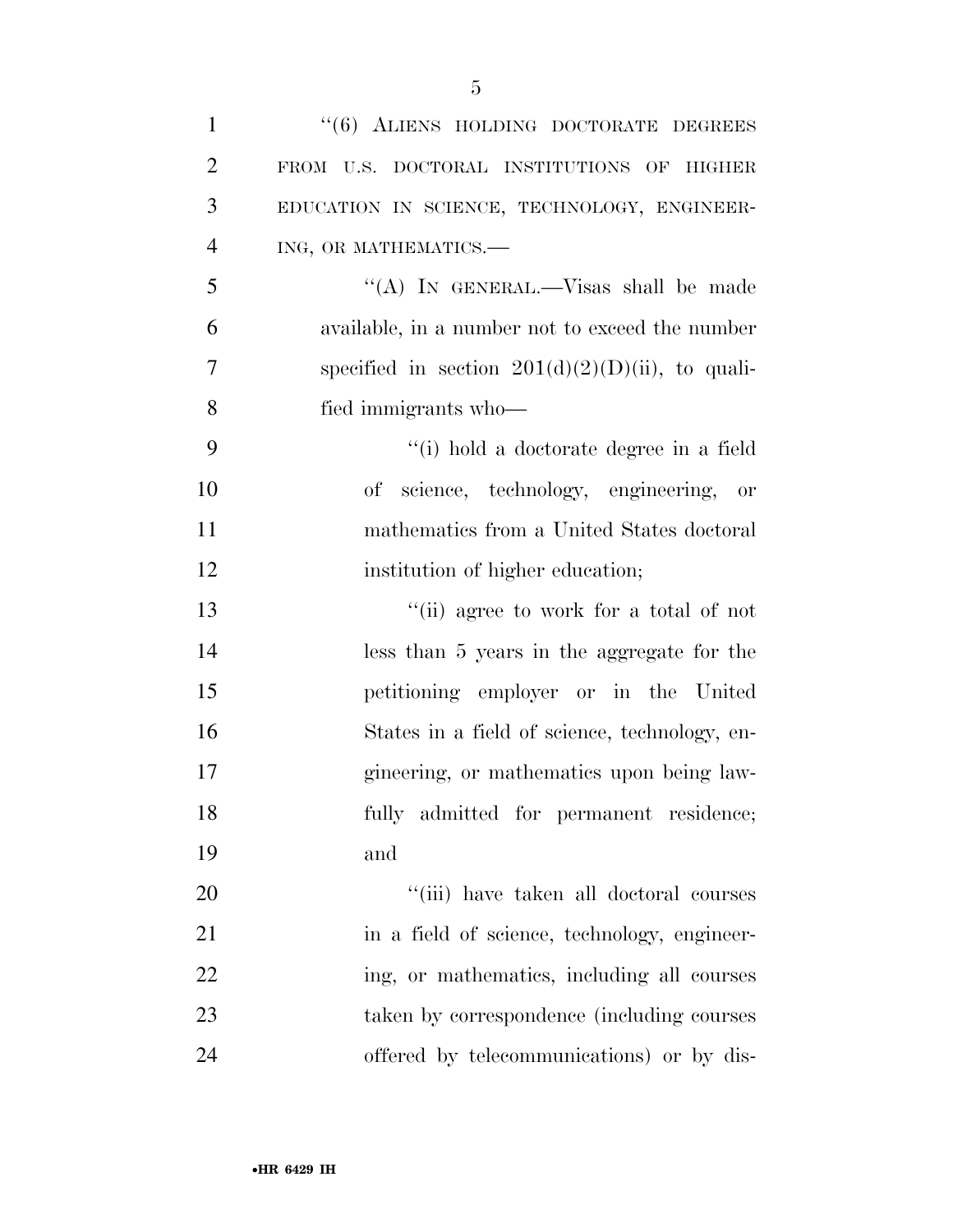''(6) ALIENS HOLDING DOCTORATE DEGREES FROM U.S. DOCTORAL INSTITUTIONS OF HIGHER EDUCATION IN SCIENCE, TECHNOLOGY, ENGINEERING, OR MATHEMATICS.—

''(A) IN GENERAL.—Visas shall be made available, in a number not to exceed the number specified in section 201(d)(2)(D)(ii), to qualified immigrants who—

''(i) hold a doctorate degree in a field of science, technology, engineering, or mathematics from a United States doctoral institution of higher education;

''(ii) agree to work for a total of not less than 5 years in the aggregate for the petitioning employer or in the United States in a field of science, technology, engineering, or mathematics upon being lawfully admitted for permanent residence; and

''(iii) have taken all doctoral courses in a field of science, technology, engineering, or mathematics, including all courses taken by correspondence (including courses offered by telecommunications) or by dis-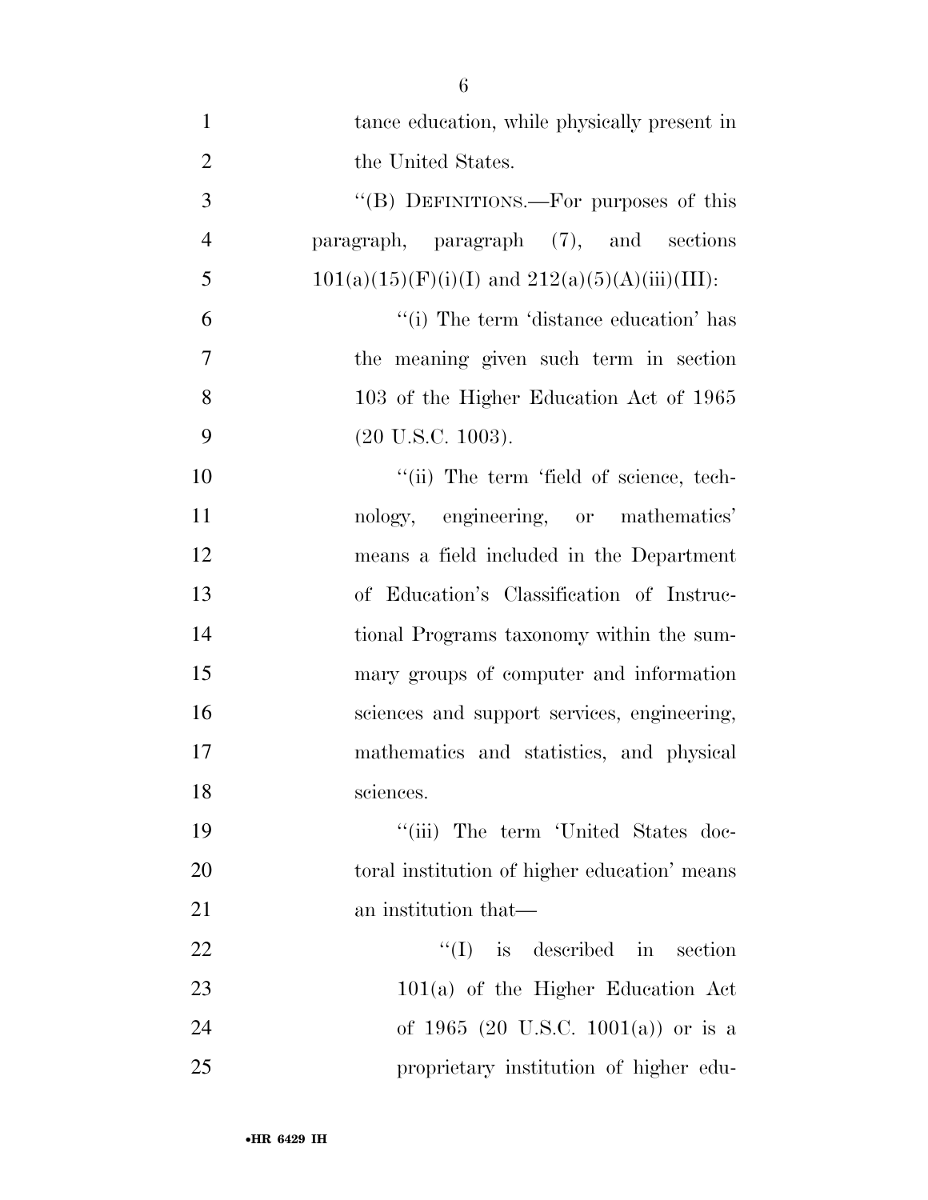tance education, while physically present in the United States.

''(B) DEFINITIONS.—For purposes of this paragraph, paragraph (7), and sections 101(a)(15)(F)(i)(I) and 212(a)(5)(A)(iii)(III):

''(i) The term 'distance education' has the meaning given such term in section 103 of the Higher Education Act of 1965 (20 U.S.C. 1003).

''(ii) The term 'field of science, technology, engineering, or mathematics' means a field included in the Department of Education's Classification of Instructional Programs taxonomy within the summary groups of computer and information sciences and support services, engineering, mathematics and statistics, and physical sciences.

''(iii) The term 'United States doctoral institution of higher education' means an institution that—

''(I) is described in section 101(a) of the Higher Education Act of 1965 (20 U.S.C. 1001(a)) or is a proprietary institution of higher edu-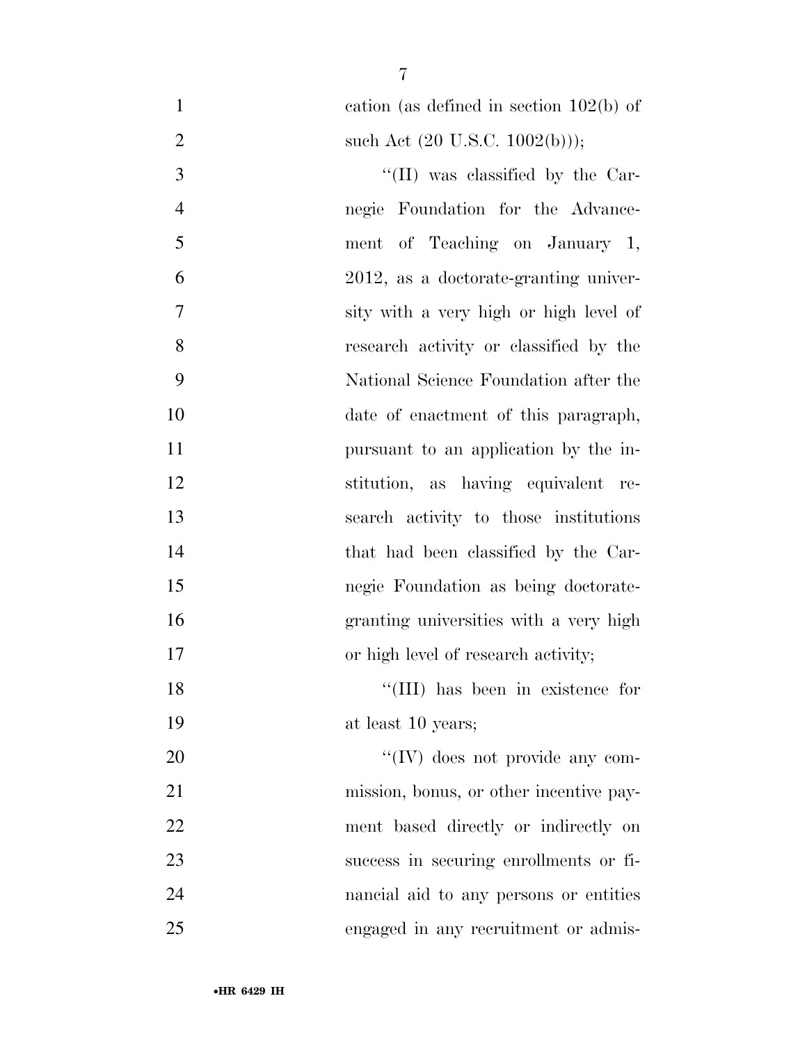cation (as defined in section 102(b) of such Act (20 U.S.C. 1002(b)));

''(II) was classified by the Carnegie Foundation for the Advancement of Teaching on January 1, 2012, as a doctorate-granting university with a very high or high level of research activity or classified by the National Science Foundation after the date of enactment of this paragraph, pursuant to an application by the institution, as having equivalent research activity to those institutions that had been classified by the Carnegie Foundation as being doctorate-granting universities with a very high or high level of research activity;

''(III) has been in existence for at least 10 years;

''(IV) does not provide any commission, bonus, or other incentive payment based directly or indirectly on success in securing enrollments or financial aid to any persons or entities engaged in any recruitment or admis-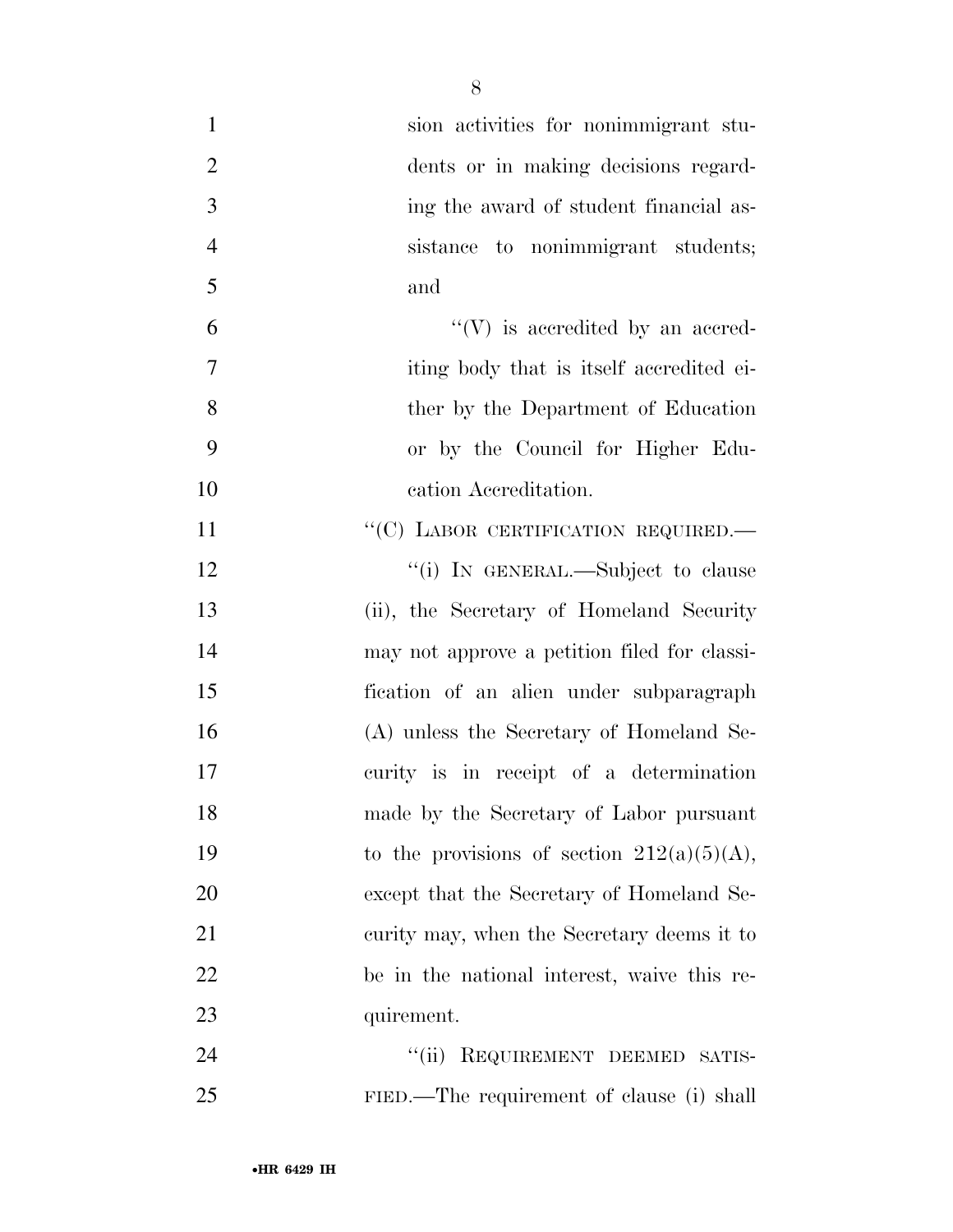sion activities for nonimmigrant students or in making decisions regarding the award of student financial assistance to nonimmigrant students; and

"(V) is accredited by an accrediting body that is itself accredited either by the Department of Education or by the Council for Higher Education Accreditation.

"(C) LABOR CERTIFICATION REQUIRED.—

"(i) IN GENERAL.—Subject to clause (ii), the Secretary of Homeland Security may not approve a petition filed for classification of an alien under subparagraph (A) unless the Secretary of Homeland Security is in receipt of a determination made by the Secretary of Labor pursuant to the provisions of section 212(a)(5)(A), except that the Secretary of Homeland Security may, when the Secretary deems it to be in the national interest, waive this requirement.

"(ii) REQUIREMENT DEEMED SATISFIED.—The requirement of clause (i) shall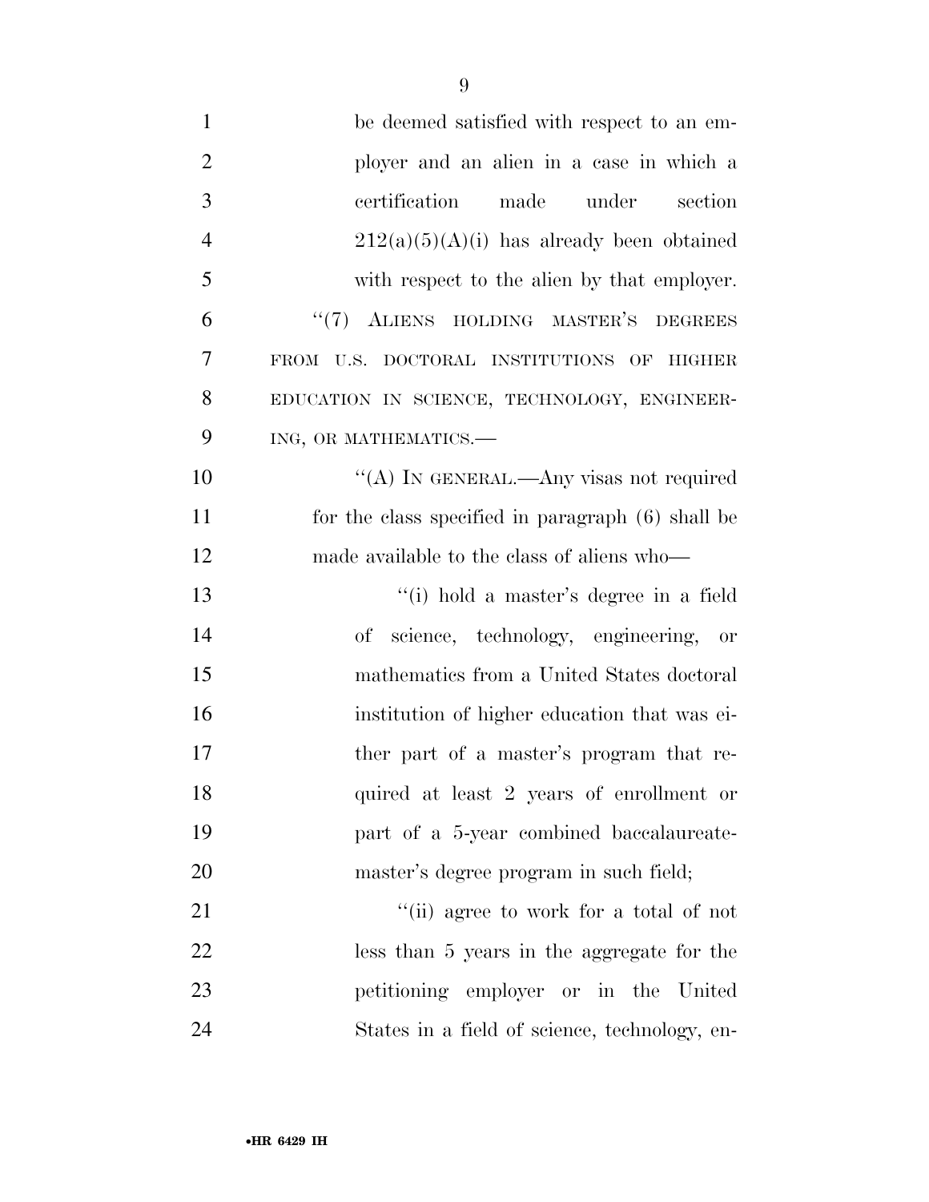be deemed satisfied with respect to an employer and an alien in a case in which a certification made under section 212(a)(5)(A)(i) has already been obtained with respect to the alien by that employer.

"(7) ALIENS HOLDING MASTER'S DEGREES FROM U.S. DOCTORAL INSTITUTIONS OF HIGHER EDUCATION IN SCIENCE, TECHNOLOGY, ENGINEERING, OR MATHEMATICS.—

"(A) IN GENERAL.—Any visas not required for the class specified in paragraph (6) shall be made available to the class of aliens who—

"(i) hold a master's degree in a field of science, technology, engineering, or mathematics from a United States doctoral institution of higher education that was either part of a master's program that required at least 2 years of enrollment or part of a 5-year combined baccalaureate-master's degree program in such field;

"(ii) agree to work for a total of not less than 5 years in the aggregate for the petitioning employer or in the United States in a field of science, technology, en-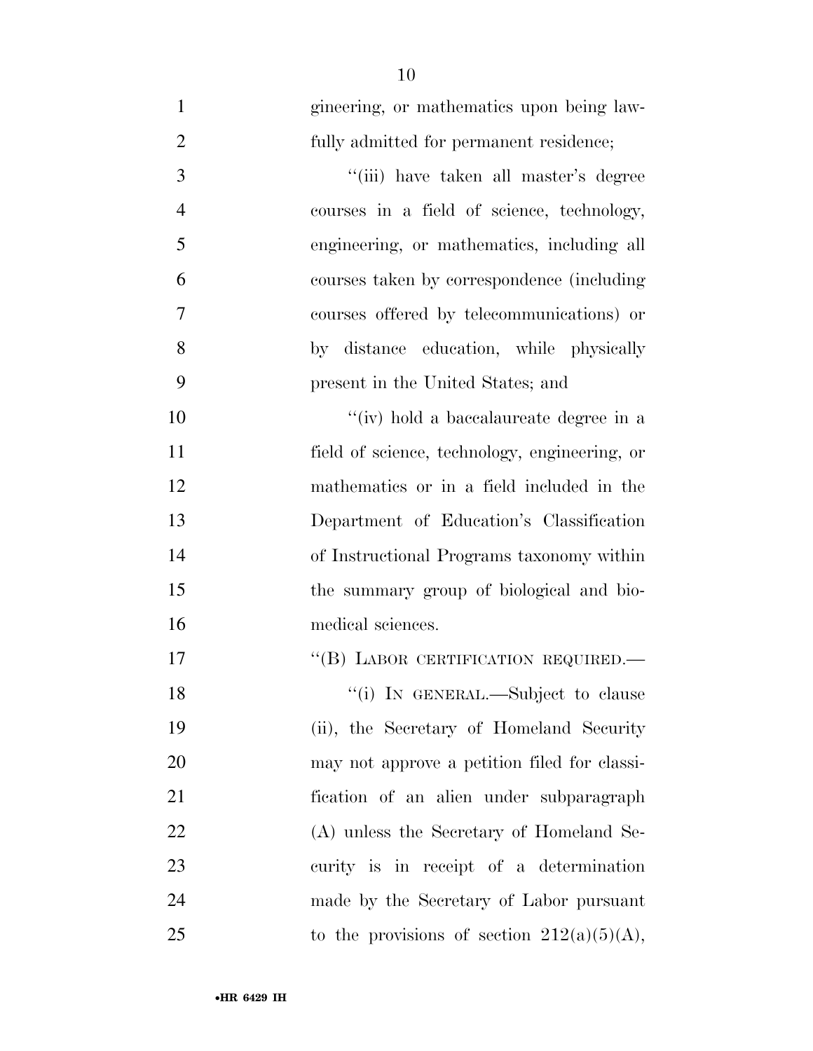gineering, or mathematics upon being lawfully admitted for permanent residence;

''(iii) have taken all master's degree courses in a field of science, technology, engineering, or mathematics, including all courses taken by correspondence (including courses offered by telecommunications) or by distance education, while physically present in the United States; and

''(iv) hold a baccalaureate degree in a field of science, technology, engineering, or mathematics or in a field included in the Department of Education's Classification of Instructional Programs taxonomy within the summary group of biological and biomedical sciences.

''(B) LABOR CERTIFICATION REQUIRED.—

''(i) IN GENERAL.—Subject to clause (ii), the Secretary of Homeland Security may not approve a petition filed for classification of an alien under subparagraph (A) unless the Secretary of Homeland Security is in receipt of a determination made by the Secretary of Labor pursuant to the provisions of section 212(a)(5)(A),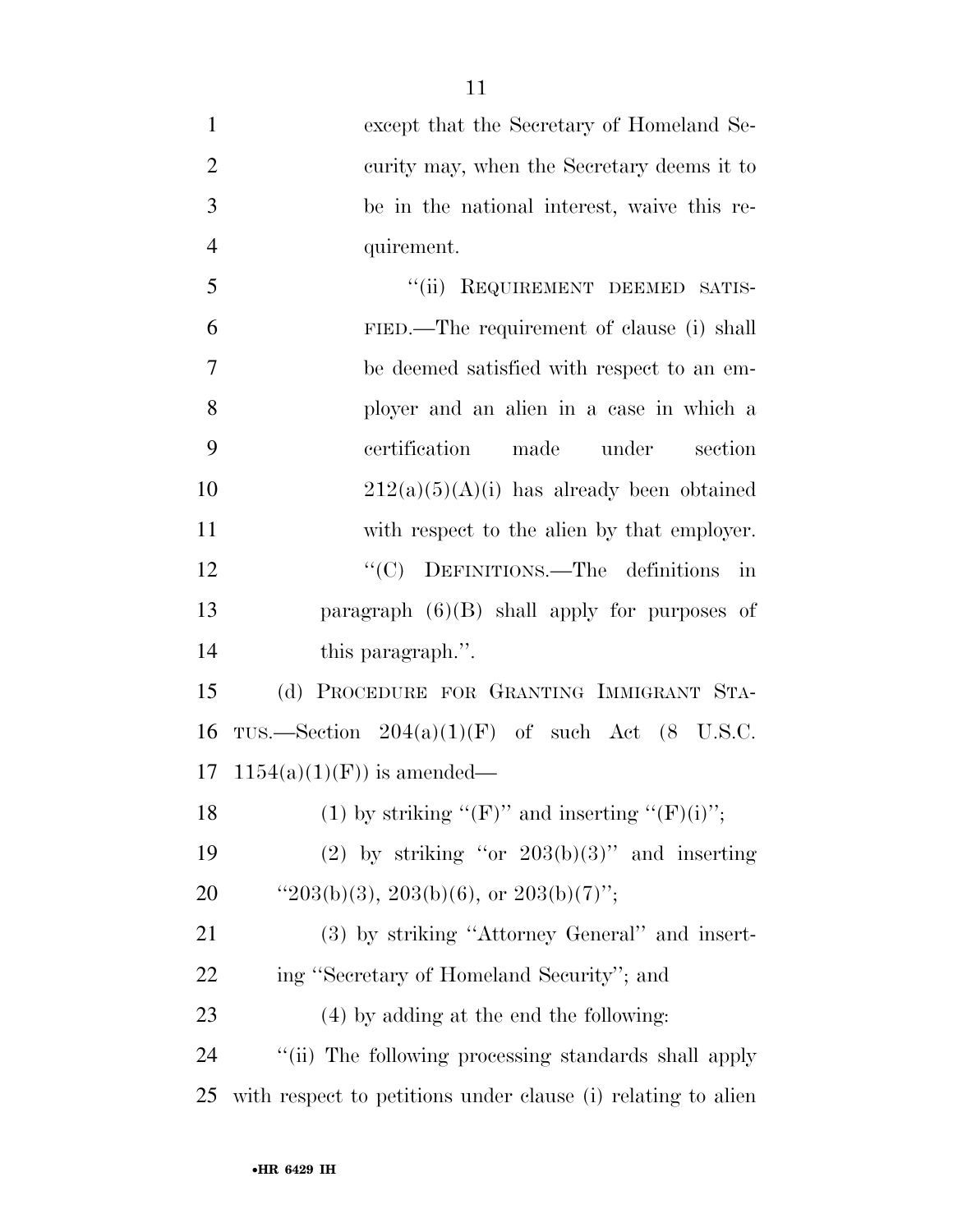except that the Secretary of Homeland Security may, when the Secretary deems it to be in the national interest, waive this requirement.

"(ii) REQUIREMENT DEEMED SATISFIED.—The requirement of clause (i) shall be deemed satisfied with respect to an employer and an alien in a case in which a certification made under section 212(a)(5)(A)(i) has already been obtained with respect to the alien by that employer.

"(C) DEFINITIONS.—The definitions in paragraph (6)(B) shall apply for purposes of this paragraph.".

(d) PROCEDURE FOR GRANTING IMMIGRANT STATUS.—Section 204(a)(1)(F) of such Act (8 U.S.C. 1154(a)(1)(F)) is amended—

(1) by striking "(F)" and inserting "(F)(i)";

(2) by striking "or 203(b)(3)" and inserting "203(b)(3), 203(b)(6), or 203(b)(7)";

(3) by striking "Attorney General" and inserting "Secretary of Homeland Security"; and

(4) by adding at the end the following:

"(ii) The following processing standards shall apply with respect to petitions under clause (i) relating to alien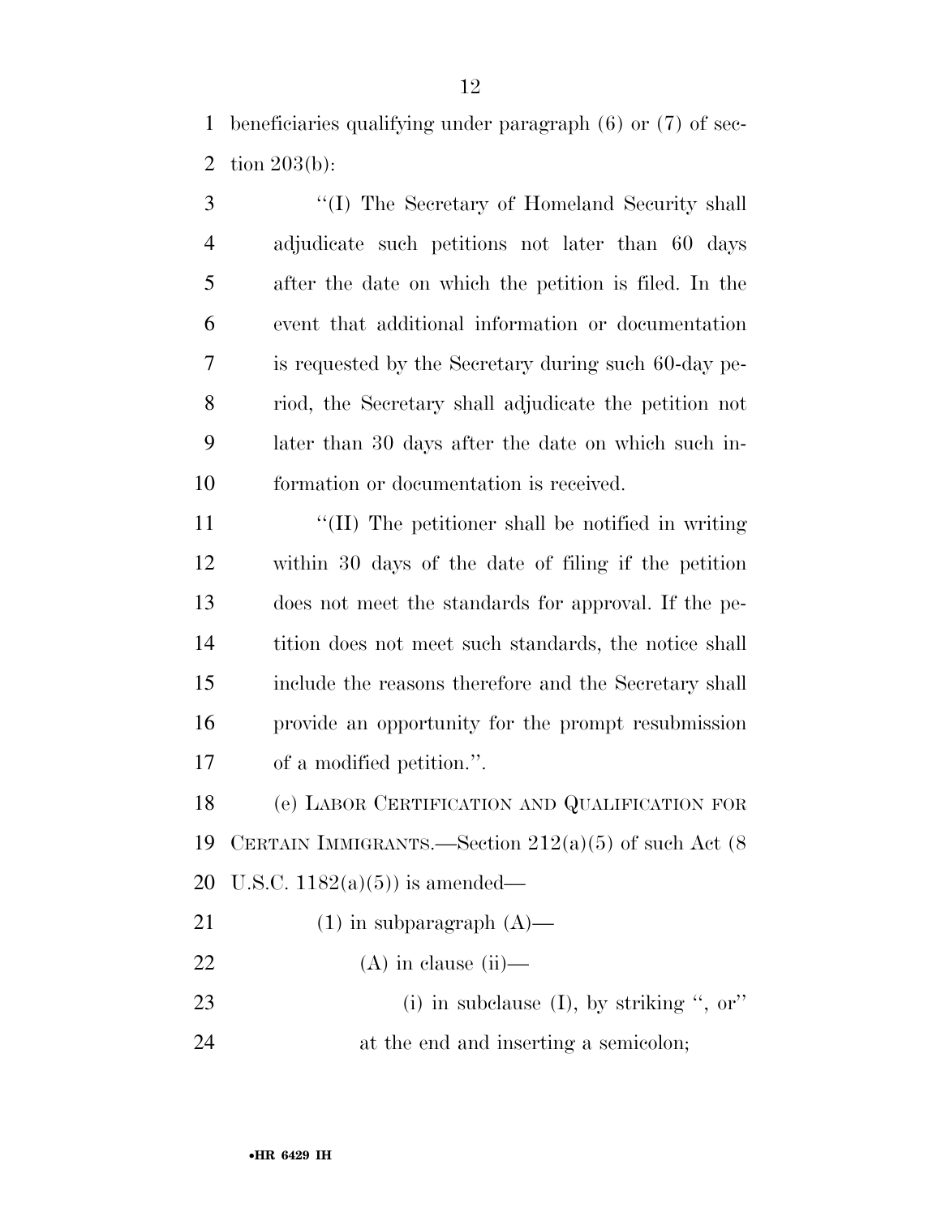beneficiaries qualifying under paragraph (6) or (7) of section 203(b):

''(I) The Secretary of Homeland Security shall adjudicate such petitions not later than 60 days after the date on which the petition is filed. In the event that additional information or documentation is requested by the Secretary during such 60-day period, the Secretary shall adjudicate the petition not later than 30 days after the date on which such information or documentation is received.

''(II) The petitioner shall be notified in writing within 30 days of the date of filing if the petition does not meet the standards for approval. If the petition does not meet such standards, the notice shall include the reasons therefore and the Secretary shall provide an opportunity for the prompt resubmission of a modified petition.''.

(e) LABOR CERTIFICATION AND QUALIFICATION FOR CERTAIN IMMIGRANTS.—Section 212(a)(5) of such Act (8 U.S.C. 1182(a)(5)) is amended—

(1) in subparagraph (A)—

(A) in clause (ii)—

(i) in subclause (I), by striking '', or'' at the end and inserting a semicolon;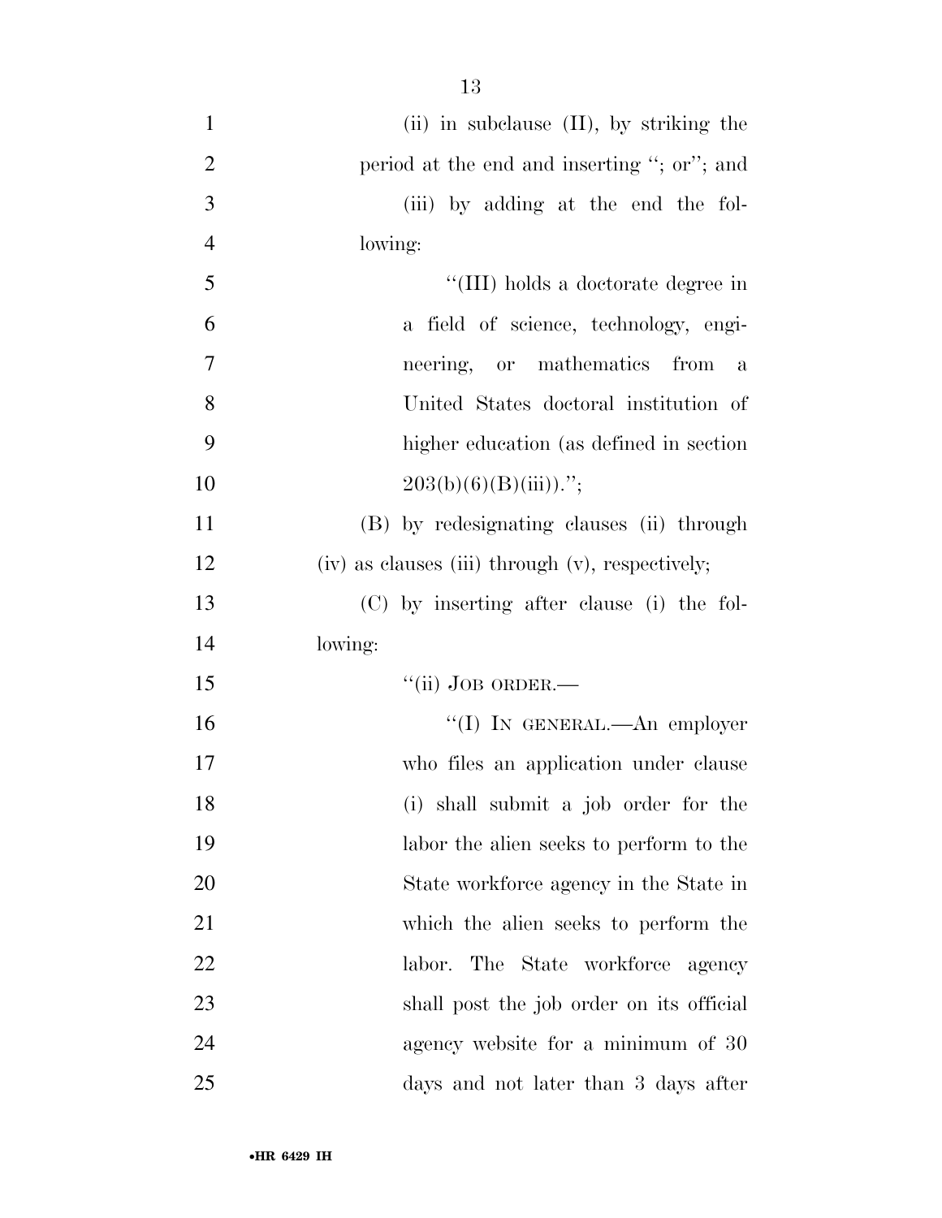(ii) in subclause (II), by striking the period at the end and inserting ''; or''; and

(iii) by adding at the end the following:

''(III) holds a doctorate degree in a field of science, technology, engineering, or mathematics from a United States doctoral institution of higher education (as defined in section 203(b)(6)(B)(iii)).'';

(B) by redesignating clauses (ii) through (iv) as clauses (iii) through (v), respectively;

(C) by inserting after clause (i) the following:

''(ii) JOB ORDER.—

''(I) IN GENERAL.—An employer who files an application under clause (i) shall submit a job order for the labor the alien seeks to perform to the State workforce agency in the State in which the alien seeks to perform the labor. The State workforce agency shall post the job order on its official agency website for a minimum of 30 days and not later than 3 days after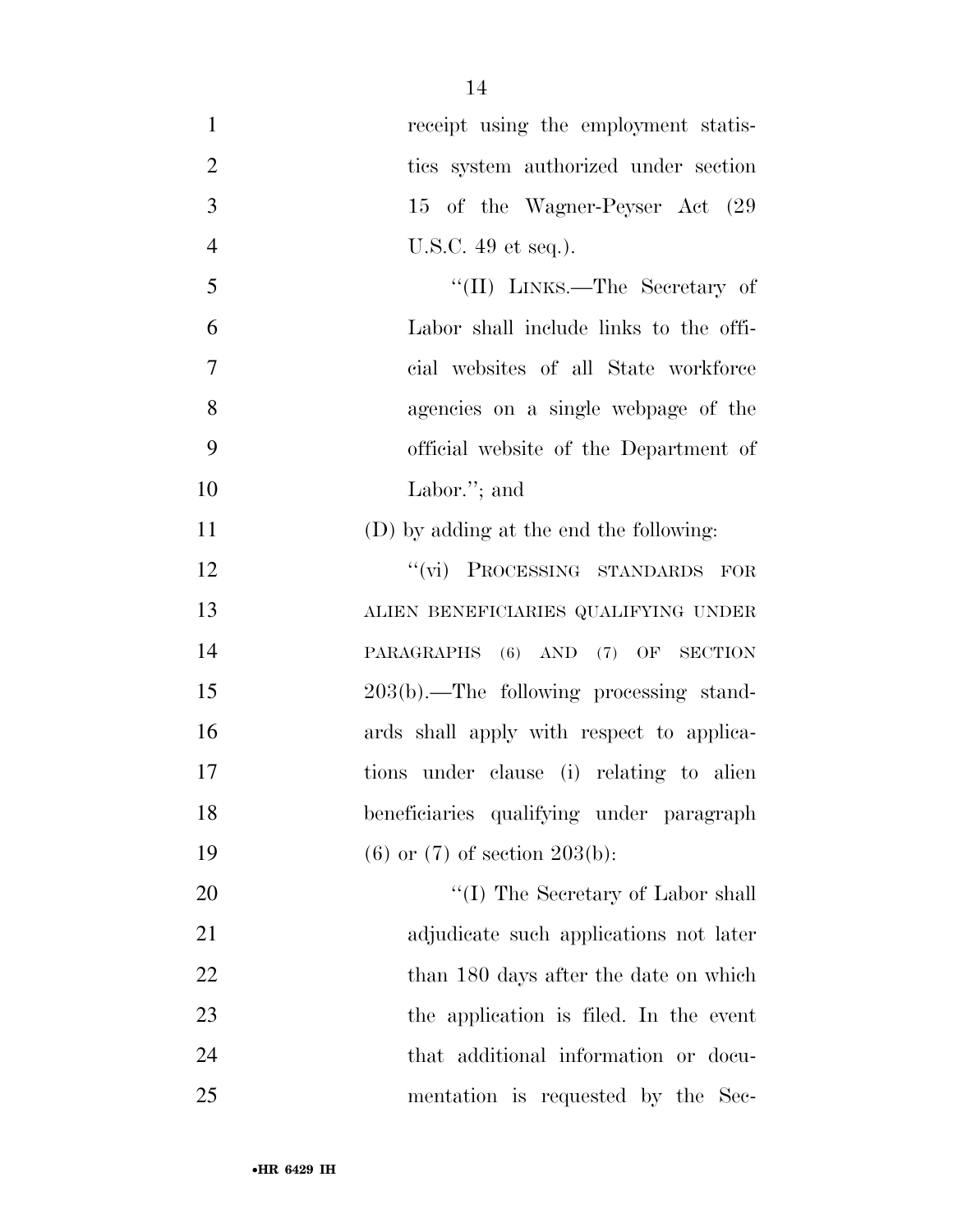receipt using the employment statistics system authorized under section 15 of the Wagner-Peyser Act (29 U.S.C. 49 et seq.).

"(II) LINKS.—The Secretary of Labor shall include links to the official websites of all State workforce agencies on a single webpage of the official website of the Department of Labor."; and

(D) by adding at the end the following:

"(vi) PROCESSING STANDARDS FOR ALIEN BENEFICIARIES QUALIFYING UNDER PARAGRAPHS (6) AND (7) OF SECTION 203(b).—The following processing standards shall apply with respect to applications under clause (i) relating to alien beneficiaries qualifying under paragraph (6) or (7) of section 203(b):

"(I) The Secretary of Labor shall adjudicate such applications not later than 180 days after the date on which the application is filed. In the event that additional information or documentation is requested by the Sec-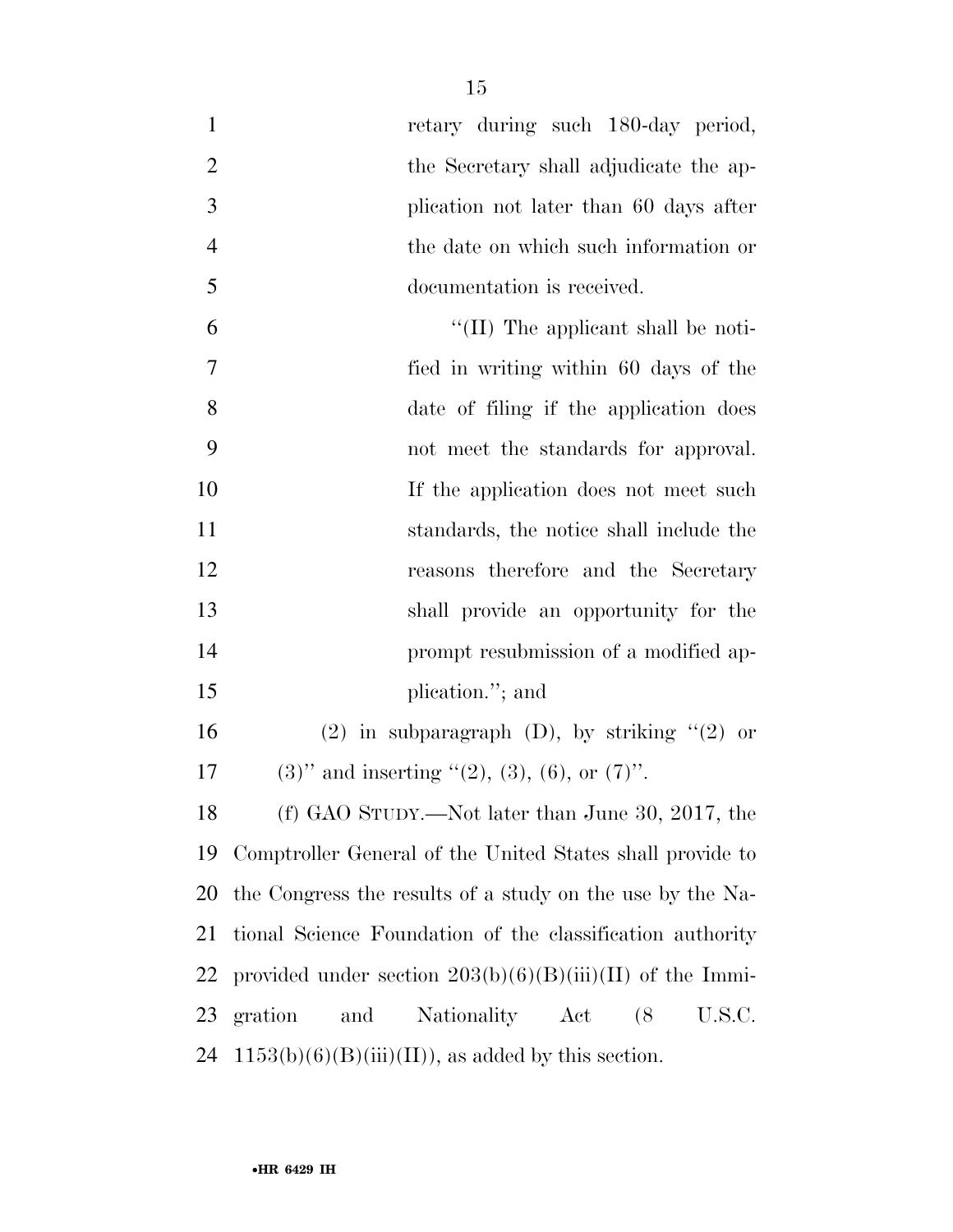retary during such 180-day period, the Secretary shall adjudicate the application not later than 60 days after the date on which such information or documentation is received.

"(II) The applicant shall be notified in writing within 60 days of the date of filing if the application does not meet the standards for approval. If the application does not meet such standards, the notice shall include the reasons therefore and the Secretary shall provide an opportunity for the prompt resubmission of a modified application."; and

(2) in subparagraph (D), by striking "(2) or (3)" and inserting "(2), (3), (6), or (7)".

(f) GAO STUDY.—Not later than June 30, 2017, the Comptroller General of the United States shall provide to the Congress the results of a study on the use by the National Science Foundation of the classification authority provided under section 203(b)(6)(B)(iii)(II) of the Immigration and Nationality Act (8 U.S.C. 1153(b)(6)(B)(iii)(II)), as added by this section.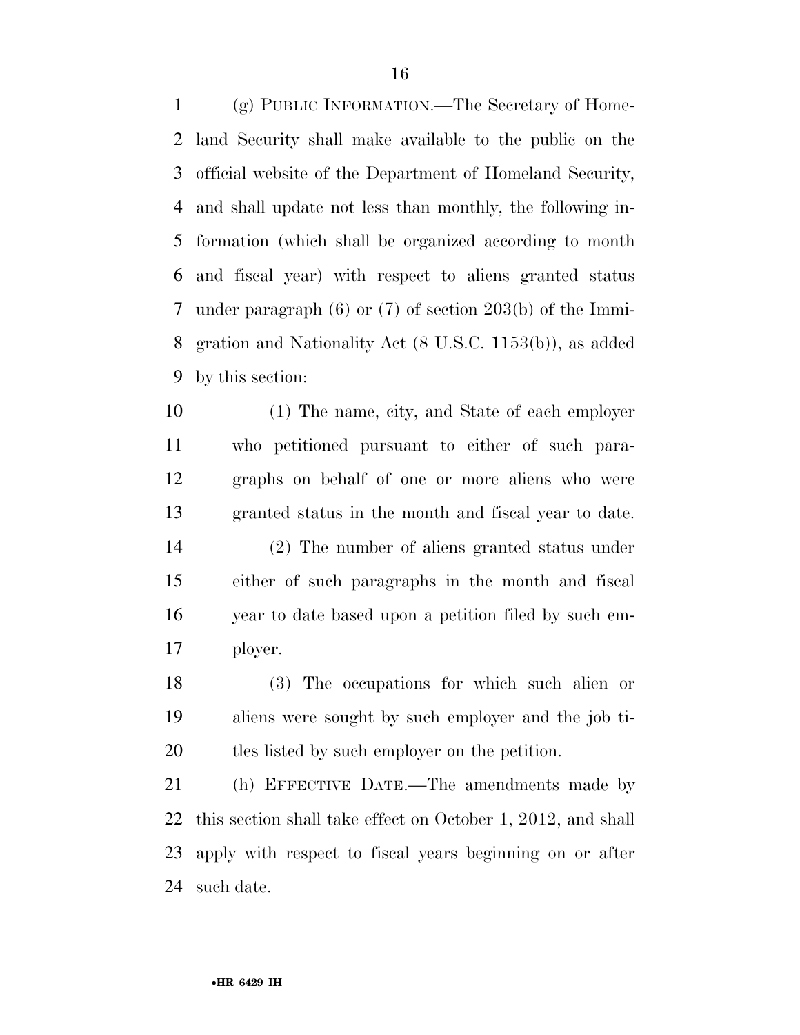(g) PUBLIC INFORMATION.—The Secretary of Homeland Security shall make available to the public on the official website of the Department of Homeland Security, and shall update not less than monthly, the following information (which shall be organized according to month and fiscal year) with respect to aliens granted status under paragraph (6) or (7) of section 203(b) of the Immigration and Nationality Act (8 U.S.C. 1153(b)), as added by this section:

(1) The name, city, and State of each employer who petitioned pursuant to either of such paragraphs on behalf of one or more aliens who were granted status in the month and fiscal year to date.

(2) The number of aliens granted status under either of such paragraphs in the month and fiscal year to date based upon a petition filed by such employer.

(3) The occupations for which such alien or aliens were sought by such employer and the job titles listed by such employer on the petition.

(h) EFFECTIVE DATE.—The amendments made by this section shall take effect on October 1, 2012, and shall apply with respect to fiscal years beginning on or after such date.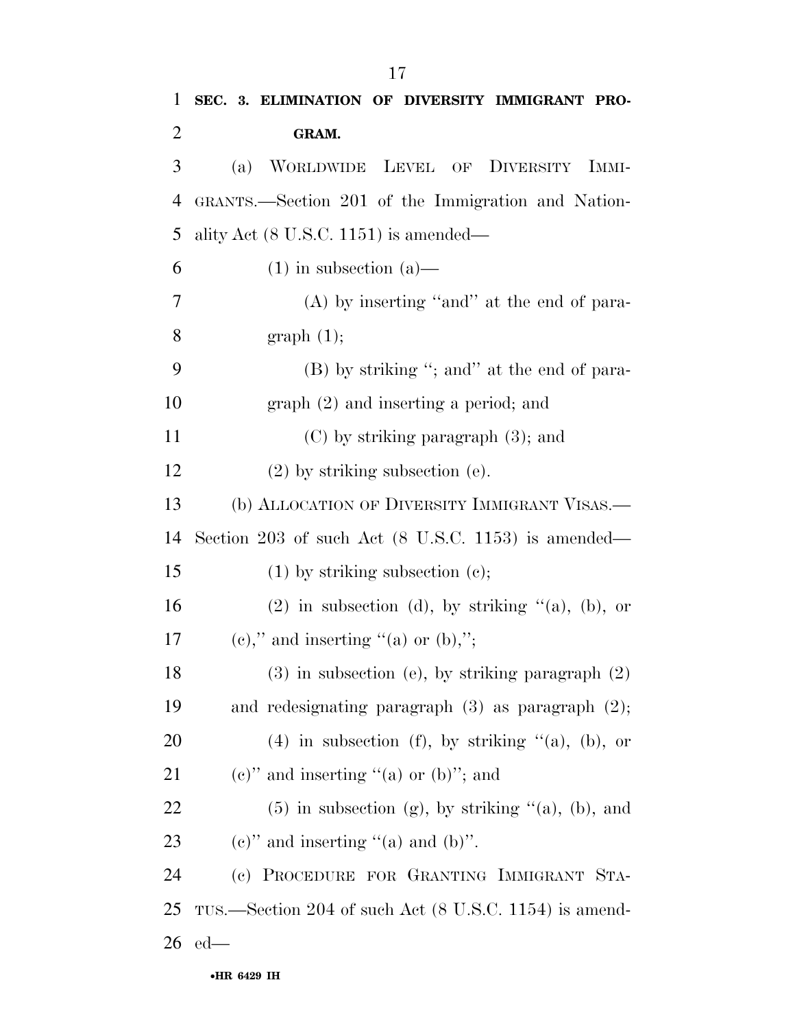**SEC. 3. ELIMINATION OF DIVERSITY IMMIGRANT PROGRAM.**

(a) WORLDWIDE LEVEL OF DIVERSITY IMMIGRANTS.—Section 201 of the Immigration and Nationality Act (8 U.S.C. 1151) is amended—

(1) in subsection (a)—

(A) by inserting "and" at the end of paragraph (1);

(B) by striking "; and" at the end of paragraph (2) and inserting a period; and

(C) by striking paragraph (3); and

(2) by striking subsection (e).

(b) ALLOCATION OF DIVERSITY IMMIGRANT VISAS.—Section 203 of such Act (8 U.S.C. 1153) is amended—

(1) by striking subsection (c);

(2) in subsection (d), by striking "(a), (b), or (c)," and inserting "(a) or (b),";

(3) in subsection (e), by striking paragraph (2) and redesignating paragraph (3) as paragraph (2);

(4) in subsection (f), by striking "(a), (b), or (c)" and inserting "(a) or (b)"; and

(5) in subsection (g), by striking "(a), (b), and (c)" and inserting "(a) and (b)".

(c) PROCEDURE FOR GRANTING IMMIGRANT STATUS.—Section 204 of such Act (8 U.S.C. 1154) is amended—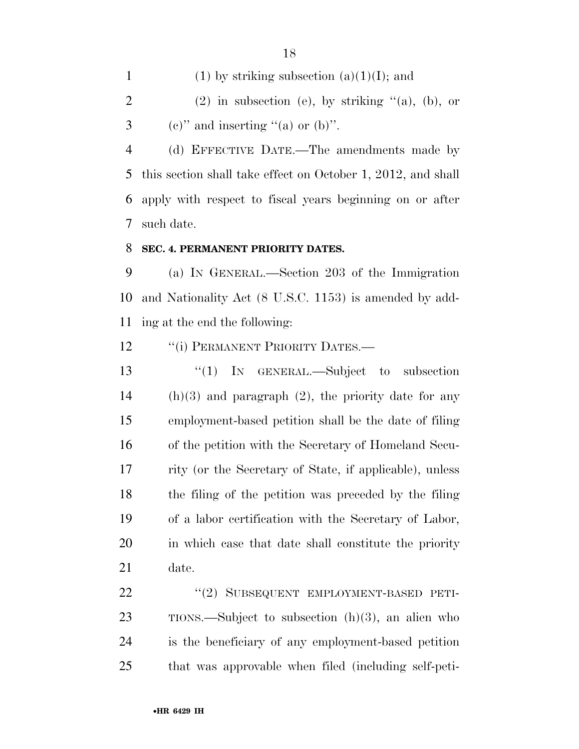(1) by striking subsection (a)(1)(I); and

(2) in subsection (e), by striking "(a), (b), or (c)" and inserting "(a) or (b)".

(d) EFFECTIVE DATE.—The amendments made by this section shall take effect on October 1, 2012, and shall apply with respect to fiscal years beginning on or after such date.

**SEC. 4. PERMANENT PRIORITY DATES.**

(a) IN GENERAL.—Section 203 of the Immigration and Nationality Act (8 U.S.C. 1153) is amended by adding at the end the following:

"(i) PERMANENT PRIORITY DATES.—

"(1) IN GENERAL.—Subject to subsection (h)(3) and paragraph (2), the priority date for any employment-based petition shall be the date of filing of the petition with the Secretary of Homeland Security (or the Secretary of State, if applicable), unless the filing of the petition was preceded by the filing of a labor certification with the Secretary of Labor, in which case that date shall constitute the priority date.

"(2) SUBSEQUENT EMPLOYMENT-BASED PETITIONS.—Subject to subsection (h)(3), an alien who is the beneficiary of any employment-based petition that was approvable when filed (including self-peti-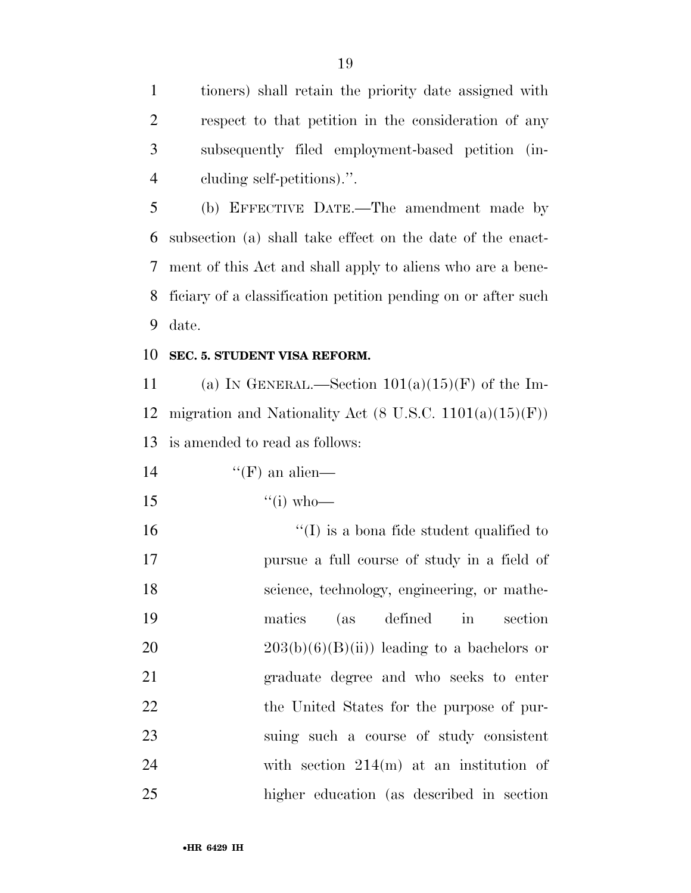tioners) shall retain the priority date assigned with respect to that petition in the consideration of any subsequently filed employment-based petition (including self-petitions).''.

(b) EFFECTIVE DATE.—The amendment made by subsection (a) shall take effect on the date of the enactment of this Act and shall apply to aliens who are a beneficiary of a classification petition pending on or after such date.

**SEC. 5. STUDENT VISA REFORM.**

(a) IN GENERAL.—Section 101(a)(15)(F) of the Immigration and Nationality Act (8 U.S.C. 1101(a)(15)(F)) is amended to read as follows:

''(F) an alien—

''(i) who—

''(I) is a bona fide student qualified to pursue a full course of study in a field of science, technology, engineering, or mathematics (as defined in section 203(b)(6)(B)(ii)) leading to a bachelors or graduate degree and who seeks to enter the United States for the purpose of pursuing such a course of study consistent with section 214(m) at an institution of higher education (as described in section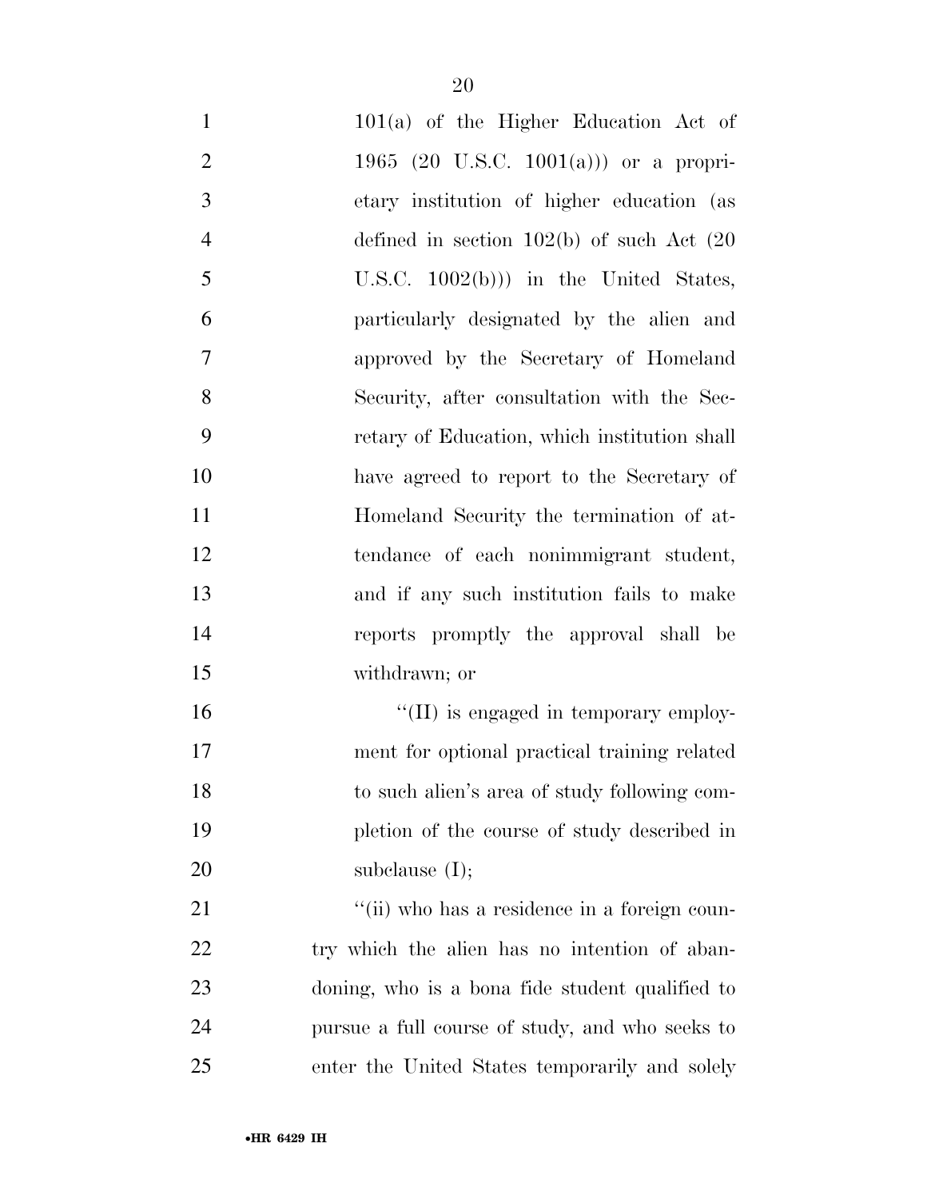101(a) of the Higher Education Act of 1965 (20 U.S.C. 1001(a))) or a proprietary institution of higher education (as defined in section 102(b) of such Act (20 U.S.C. 1002(b))) in the United States, particularly designated by the alien and approved by the Secretary of Homeland Security, after consultation with the Secretary of Education, which institution shall have agreed to report to the Secretary of Homeland Security the termination of attendance of each nonimmigrant student, and if any such institution fails to make reports promptly the approval shall be withdrawn; or

''(II) is engaged in temporary employment for optional practical training related to such alien's area of study following completion of the course of study described in subclause (I);

''(ii) who has a residence in a foreign country which the alien has no intention of abandoning, who is a bona fide student qualified to pursue a full course of study, and who seeks to enter the United States temporarily and solely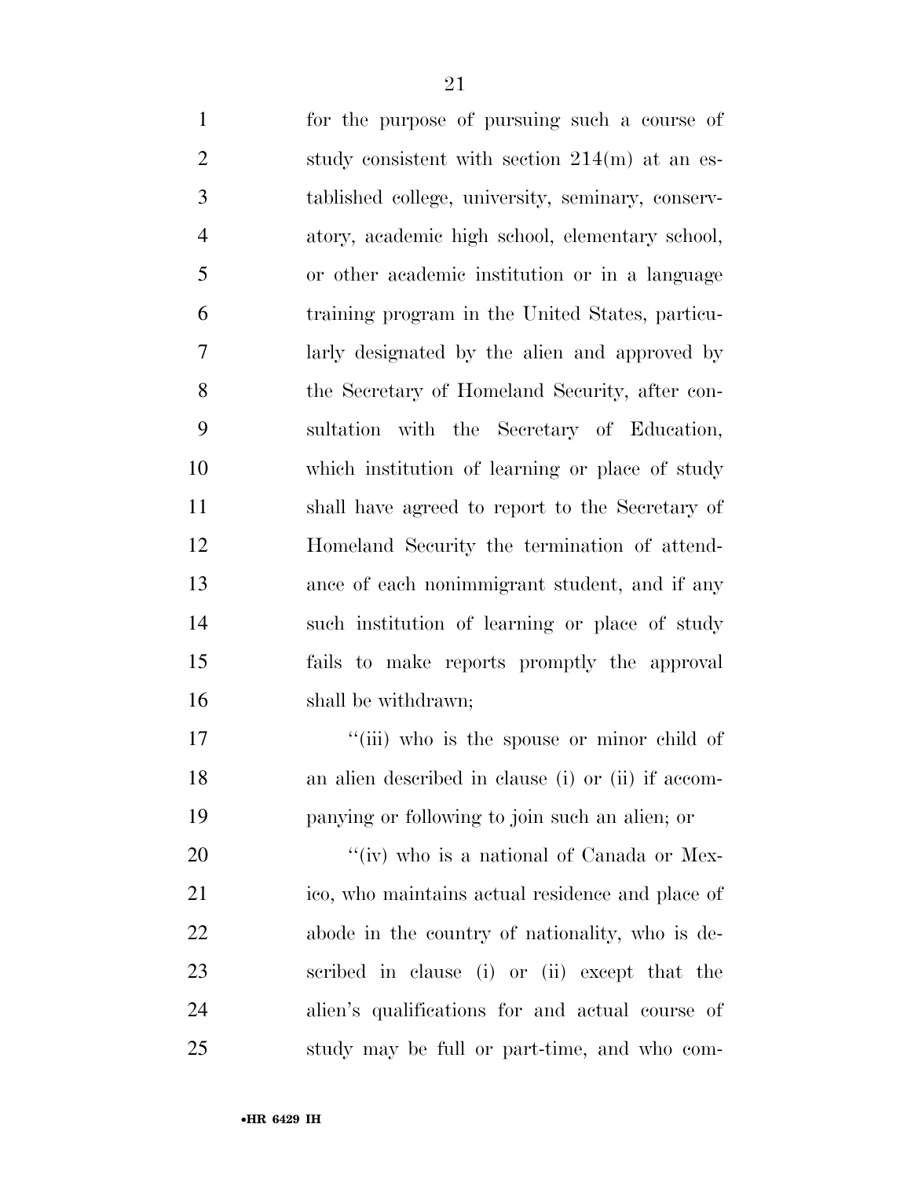for the purpose of pursuing such a course of study consistent with section 214(m) at an established college, university, seminary, conservatory, academic high school, elementary school, or other academic institution or in a language training program in the United States, particularly designated by the alien and approved by the Secretary of Homeland Security, after consultation with the Secretary of Education, which institution of learning or place of study shall have agreed to report to the Secretary of Homeland Security the termination of attendance of each nonimmigrant student, and if any such institution of learning or place of study fails to make reports promptly the approval shall be withdrawn;

''(iii) who is the spouse or minor child of an alien described in clause (i) or (ii) if accompanying or following to join such an alien; or

''(iv) who is a national of Canada or Mexico, who maintains actual residence and place of abode in the country of nationality, who is described in clause (i) or (ii) except that the alien's qualifications for and actual course of study may be full or part-time, and who com-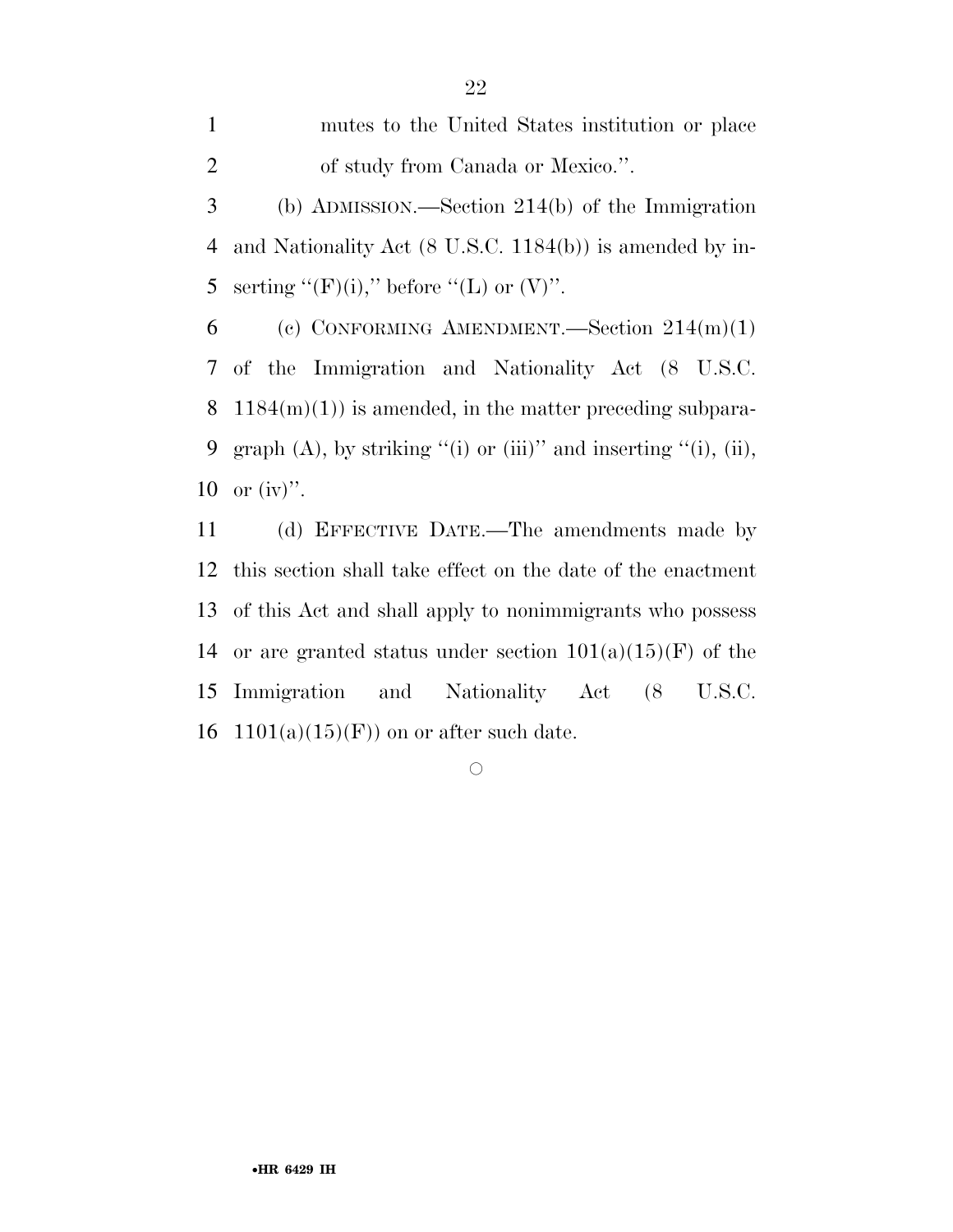mutes to the United States institution or place of study from Canada or Mexico.''.

(b) ADMISSION.—Section 214(b) of the Immigration and Nationality Act (8 U.S.C. 1184(b)) is amended by inserting ''(F)(i),'' before ''(L) or (V)''.

(c) CONFORMING AMENDMENT.—Section 214(m)(1) of the Immigration and Nationality Act (8 U.S.C. 1184(m)(1)) is amended, in the matter preceding subparagraph (A), by striking ''(i) or (iii)'' and inserting ''(i), (ii), or (iv)''.

(d) EFFECTIVE DATE.—The amendments made by this section shall take effect on the date of the enactment of this Act and shall apply to nonimmigrants who possess or are granted status under section 101(a)(15)(F) of the Immigration and Nationality Act (8 U.S.C. 1101(a)(15)(F)) on or after such date.

○